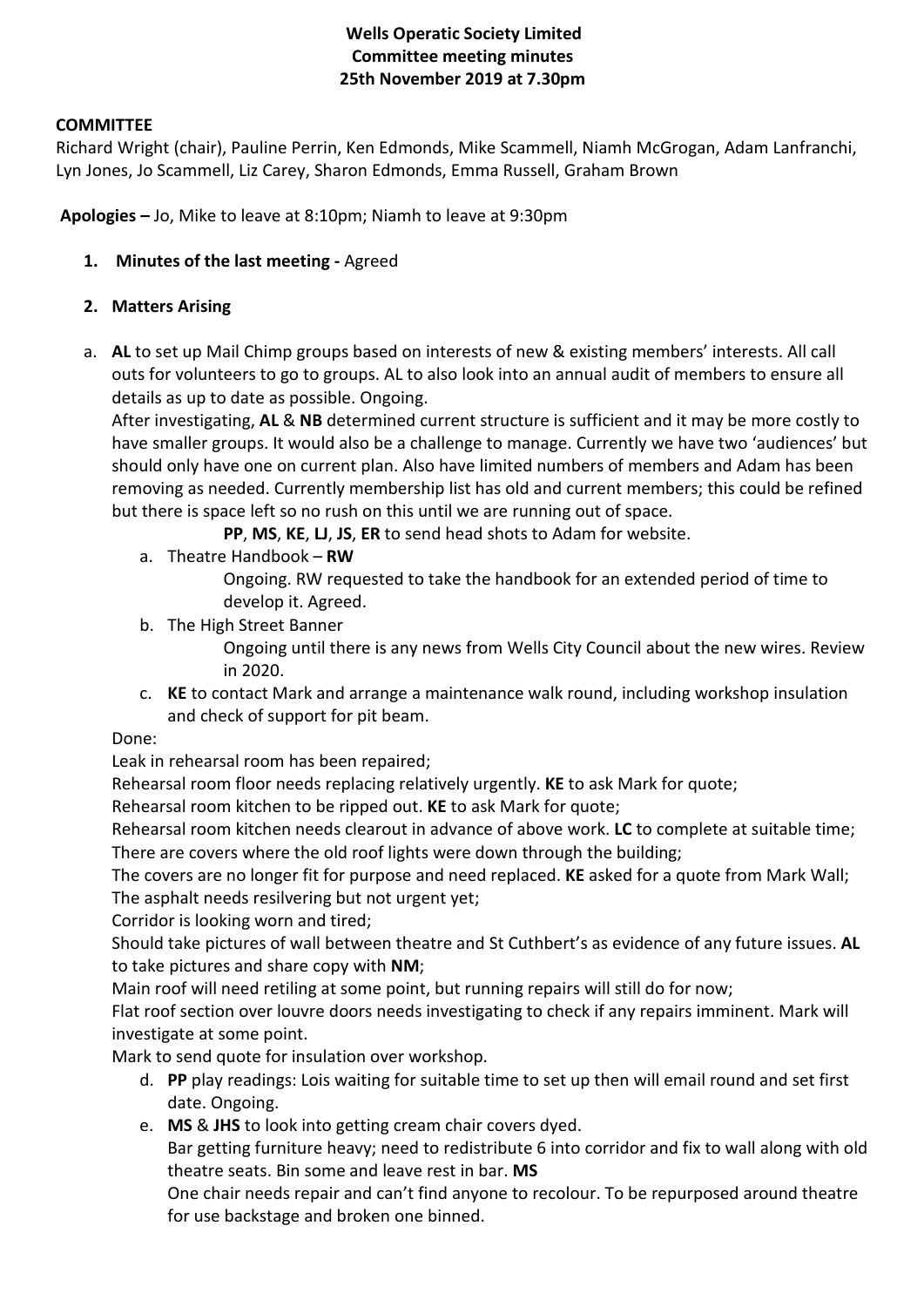**Wells Operatic Society Limited**
**Committee meeting minutes**
**25th November 2019 at 7.30pm**

**COMMITTEE**

Richard Wright (chair), Pauline Perrin, Ken Edmonds, Mike Scammell, Niamh McGrogan, Adam Lanfranchi, Lyn Jones, Jo Scammell, Liz Carey, Sharon Edmonds, Emma Russell, Graham Brown

**Apologies –** Jo, Mike to leave at 8:10pm; Niamh to leave at 9:30pm

1. **Minutes of the last meeting -** Agreed

2. **Matters Arising**

a. **AL** to set up Mail Chimp groups based on interests of new & existing members' interests. All call outs for volunteers to go to groups. AL to also look into an annual audit of members to ensure all details as up to date as possible. Ongoing.

After investigating, **AL** & **NB** determined current structure is sufficient and it may be more costly to have smaller groups. It would also be a challenge to manage. Currently we have two 'audiences' but should only have one on current plan. Also have limited numbers of members and Adam has been removing as needed. Currently membership list has old and current members; this could be refined but there is space left so no rush on this until we are running out of space.

**PP**, **MS**, **KE**, **LJ**, **JS**, **ER** to send head shots to Adam for website.

   a. Theatre Handbook – **RW**

      Ongoing. RW requested to take the handbook for an extended period of time to develop it. Agreed.

   b. The High Street Banner

      Ongoing until there is any news from Wells City Council about the new wires. Review in 2020.

   c. **KE** to contact Mark and arrange a maintenance walk round, including workshop insulation and check of support for pit beam.

Done:

Leak in rehearsal room has been repaired;

Rehearsal room floor needs replacing relatively urgently. **KE** to ask Mark for quote;

Rehearsal room kitchen to be ripped out. **KE** to ask Mark for quote;

Rehearsal room kitchen needs clearout in advance of above work. **LC** to complete at suitable time;

There are covers where the old roof lights were down through the building;

The covers are no longer fit for purpose and need replaced. **KE** asked for a quote from Mark Wall;

The asphalt needs resilvering but not urgent yet;

Corridor is looking worn and tired;

Should take pictures of wall between theatre and St Cuthbert's as evidence of any future issues. **AL** to take pictures and share copy with **NM**;

Main roof will need retiling at some point, but running repairs will still do for now;

Flat roof section over louvre doors needs investigating to check if any repairs imminent. Mark will investigate at some point.

Mark to send quote for insulation over workshop.

   d. **PP** play readings: Lois waiting for suitable time to set up then will email round and set first date. Ongoing.

   e. **MS** & **JHS** to look into getting cream chair covers dyed.

      Bar getting furniture heavy; need to redistribute 6 into corridor and fix to wall along with old theatre seats. Bin some and leave rest in bar. **MS**

      One chair needs repair and can't find anyone to recolour. To be repurposed around theatre for use backstage and broken one binned.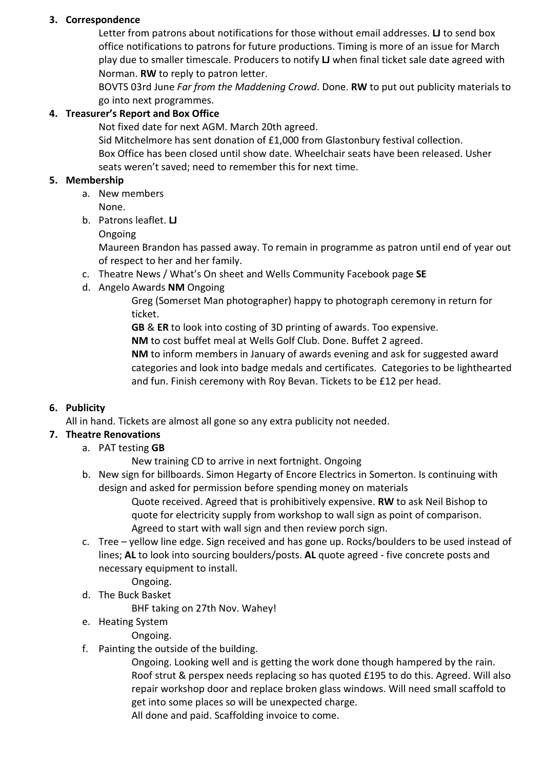3. **Correspondence**

    Letter from patrons about notifications for those without email addresses. **LJ** to send box office notifications to patrons for future productions. Timing is more of an issue for March play due to smaller timescale. Producers to notify **LJ** when final ticket sale date agreed with Norman. **RW** to reply to patron letter.

    BOVTS 03rd June *Far from the Maddening Crowd*. Done. **RW** to put out publicity materials to go into next programmes.

4. **Treasurer's Report and Box Office**

    Not fixed date for next AGM. March 20th agreed.

    Sid Mitchelmore has sent donation of £1,000 from Glastonbury festival collection.

    Box Office has been closed until show date. Wheelchair seats have been released. Usher seats weren't saved; need to remember this for next time.

5. **Membership**
    a. New members

        None.

    b. Patrons leaflet. **LJ**

        Ongoing

        Maureen Brandon has passed away. To remain in programme as patron until end of year out of respect to her and her family.

    c. Theatre News / What's On sheet and Wells Community Facebook page **SE**
    d. Angelo Awards **NM** Ongoing

        Greg (Somerset Man photographer) happy to photograph ceremony in return for ticket.

        **GB** & **ER** to look into costing of 3D printing of awards. Too expensive.

        **NM** to cost buffet meal at Wells Golf Club. Done. Buffet 2 agreed.

        **NM** to inform members in January of awards evening and ask for suggested award categories and look into badge medals and certificates. Categories to be lighthearted and fun. Finish ceremony with Roy Bevan. Tickets to be £12 per head.

6. **Publicity**

    All in hand. Tickets are almost all gone so any extra publicity not needed.

7. **Theatre Renovations**
    a. PAT testing **GB**

        New training CD to arrive in next fortnight. Ongoing

    b. New sign for billboards. Simon Hegarty of Encore Electrics in Somerton. Is continuing with design and asked for permission before spending money on materials

        Quote received. Agreed that is prohibitively expensive. **RW** to ask Neil Bishop to quote for electricity supply from workshop to wall sign as point of comparison. Agreed to start with wall sign and then review porch sign.

    c. Tree – yellow line edge. Sign received and has gone up. Rocks/boulders to be used instead of lines; **AL** to look into sourcing boulders/posts. **AL** quote agreed - five concrete posts and necessary equipment to install.

        Ongoing.

    d. The Buck Basket

        BHF taking on 27th Nov. Wahey!

    e. Heating System

        Ongoing.

    f. Painting the outside of the building.

        Ongoing. Looking well and is getting the work done though hampered by the rain. Roof strut & perspex needs replacing so has quoted £195 to do this. Agreed. Will also repair workshop door and replace broken glass windows. Will need small scaffold to get into some places so will be unexpected charge.

        All done and paid. Scaffolding invoice to come.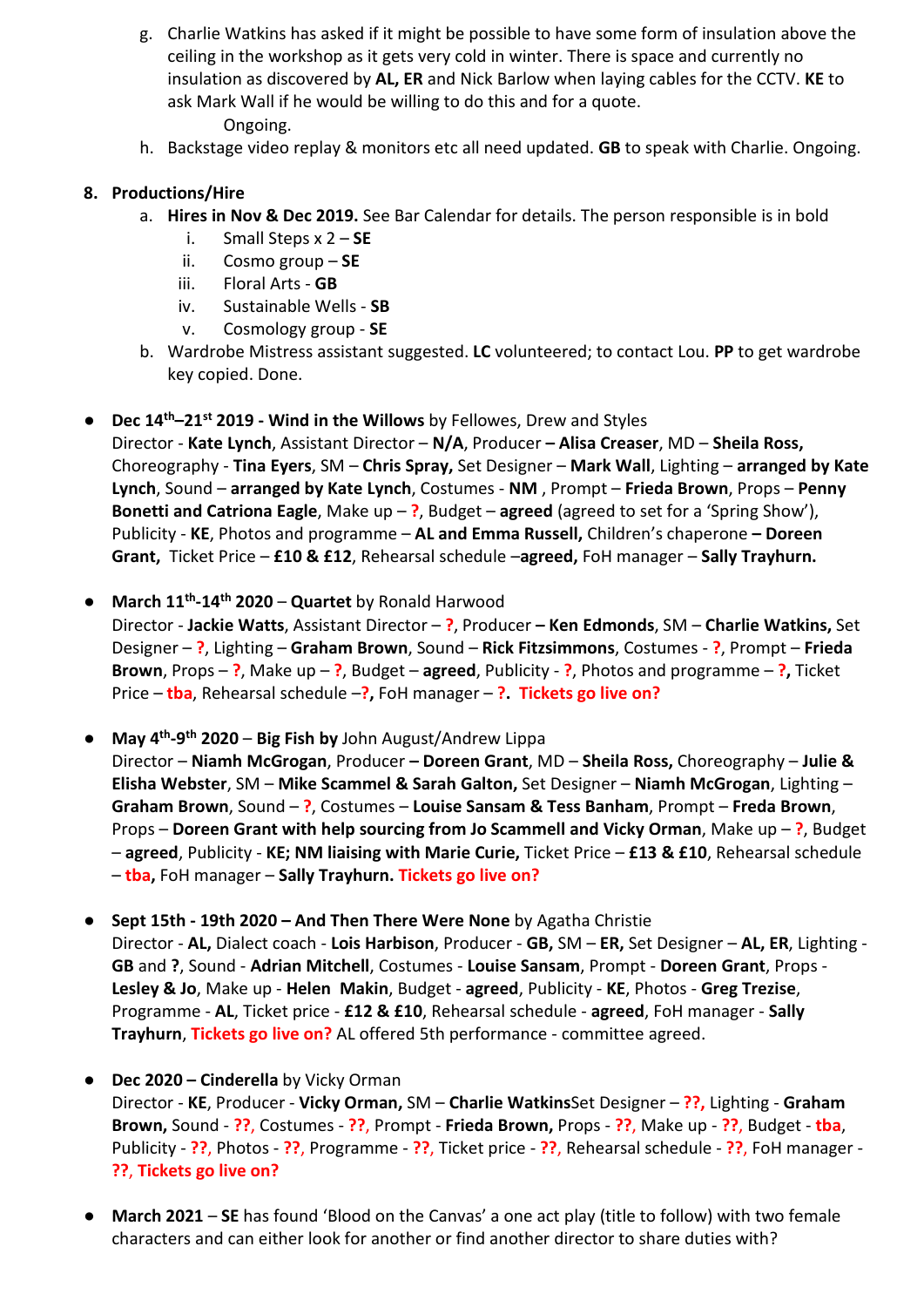g. Charlie Watkins has asked if it might be possible to have some form of insulation above the ceiling in the workshop as it gets very cold in winter. There is space and currently no insulation as discovered by **AL, ER** and Nick Barlow when laying cables for the CCTV. **KE** to ask Mark Wall if he would be willing to do this and for a quote.
   Ongoing.

h. Backstage video replay & monitors etc all need updated. **GB** to speak with Charlie. Ongoing.

8. **Productions/Hire**
   a. **Hires in Nov & Dec 2019.** See Bar Calendar for details. The person responsible is in bold
      i. Small Steps x 2 – **SE**
      ii. Cosmo group – **SE**
      iii. Floral Arts - **GB**
      iv. Sustainable Wells - **SB**
      v. Cosmology group - **SE**

   b. Wardrobe Mistress assistant suggested. **LC** volunteered; to contact Lou. **PP** to get wardrobe key copied. Done.

- **Dec 14th–21st 2019 - Wind in the Willows** by Fellowes, Drew and Styles
  Director - **Kate Lynch**, Assistant Director – **N/A**, Producer **– Alisa Creaser**, MD – **Sheila Ross,** Choreography - **Tina Eyers**, SM – **Chris Spray,** Set Designer – **Mark Wall**, Lighting – **arranged by Kate Lynch**, Sound – **arranged by Kate Lynch**, Costumes - **NM** , Prompt – **Frieda Brown**, Props – **Penny Bonetti and Catriona Eagle**, Make up – **?**, Budget – **agreed** (agreed to set for a 'Spring Show'), Publicity - **KE**, Photos and programme – **AL and Emma Russell,** Children's chaperone **– Doreen Grant**, Ticket Price – **£10 & £12**, Rehearsal schedule –**agreed,** FoH manager – **Sally Trayhurn.**

- **March 11th-14th 2020** – **Quartet** by Ronald Harwood
  Director - **Jackie Watts**, Assistant Director – **?**, Producer **– Ken Edmonds**, SM – **Charlie Watkins,** Set Designer – **?**, Lighting – **Graham Brown**, Sound – **Rick Fitzsimmons**, Costumes - **?**, Prompt – **Frieda Brown**, Props – **?**, Make up – **?**, Budget – **agreed**, Publicity - **?**, Photos and programme – **?,** Ticket Price – **tba**, Rehearsal schedule –**?,** FoH manager – **?. Tickets go live on?**

- **May 4th-9th 2020** – **Big Fish by** John August/Andrew Lippa
  Director – **Niamh McGrogan**, Producer **– Doreen Grant**, MD – **Sheila Ross,** Choreography – **Julie & Elisha Webster**, SM – **Mike Scammel & Sarah Galton,** Set Designer – **Niamh McGrogan**, Lighting – **Graham Brown**, Sound – **?**, Costumes – **Louise Sansam & Tess Banham**, Prompt – **Freda Brown**, Props – **Doreen Grant with help sourcing from Jo Scammell and Vicky Orman**, Make up – **?**, Budget – **agreed**, Publicity - **KE; NM liaising with Marie Curie,** Ticket Price – **£13 & £10**, Rehearsal schedule – **tba,** FoH manager – **Sally Trayhurn. Tickets go live on?**

- **Sept 15th - 19th 2020 – And Then There Were None** by Agatha Christie
  Director - **AL,** Dialect coach - **Lois Harbison**, Producer - **GB,** SM – **ER,** Set Designer – **AL, ER**, Lighting - **GB** and **?**, Sound - **Adrian Mitchell**, Costumes - **Louise Sansam**, Prompt - **Doreen Grant**, Props - **Lesley & Jo**, Make up - **Helen Makin**, Budget - **agreed**, Publicity - **KE**, Photos - **Greg Trezise**, Programme - **AL**, Ticket price - **£12 & £10**, Rehearsal schedule - **agreed**, FoH manager - **Sally Trayhurn**, **Tickets go live on?** AL offered 5th performance - committee agreed.

- **Dec 2020 – Cinderella** by Vicky Orman
  Director - **KE**, Producer - **Vicky Orman,** SM – **Charlie Watkins**Set Designer – **??,** Lighting - **Graham Brown,** Sound - **??**, Costumes - **??**, Prompt - **Frieda Brown,** Props - **??**, Make up - **??**, Budget - **tba**, Publicity - **??**, Photos - **??**, Programme - **??**, Ticket price - **??**, Rehearsal schedule - **??**, FoH manager - **??**, **Tickets go live on?**

- **March 2021** – **SE** has found 'Blood on the Canvas' a one act play (title to follow) with two female characters and can either look for another or find another director to share duties with?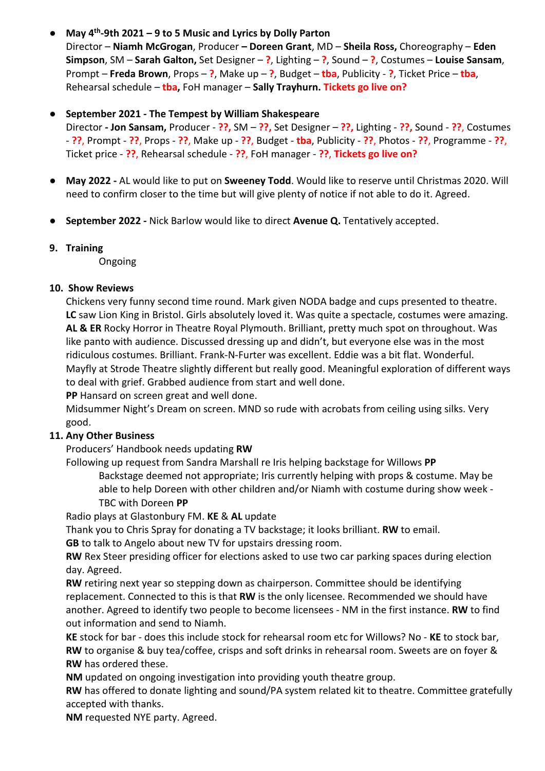- **May 4th-9th 2021 – 9 to 5 Music and Lyrics by Dolly Parton**
  Director – **Niamh McGrogan**, Producer **– Doreen Grant**, MD – **Sheila Ross,** Choreography – **Eden Simpson**, SM – **Sarah Galton,** Set Designer – **?**, Lighting – **?**, Sound – **?**, Costumes – **Louise Sansam**, Prompt – **Freda Brown**, Props – **?**, Make up – **?**, Budget – **tba**, Publicity - **?**, Ticket Price – **tba**, Rehearsal schedule – **tba,** FoH manager – **Sally Trayhurn. Tickets go live on?**

- **September 2021 - The Tempest by William Shakespeare**
  Director **- Jon Sansam,** Producer - **??,** SM – **??,** Set Designer – **??,** Lighting - **??,** Sound - **??**, Costumes - **??**, Prompt - **??**, Props - **??**, Make up - **??**, Budget - **tba**, Publicity - **??**, Photos - **??**, Programme - **??**, Ticket price - **??**, Rehearsal schedule - **??**, FoH manager - **??**, **Tickets go live on?**

- **May 2022 -** AL would like to put on **Sweeney Todd**. Would like to reserve until Christmas 2020. Will need to confirm closer to the time but will give plenty of notice if not able to do it. Agreed.

- **September 2022 -** Nick Barlow would like to direct **Avenue Q.** Tentatively accepted.

**9. Training**

Ongoing

**10. Show Reviews**

Chickens very funny second time round. Mark given NODA badge and cups presented to theatre.
**LC** saw Lion King in Bristol. Girls absolutely loved it. Was quite a spectacle, costumes were amazing.
**AL & ER** Rocky Horror in Theatre Royal Plymouth. Brilliant, pretty much spot on throughout. Was like panto with audience. Discussed dressing up and didn't, but everyone else was in the most ridiculous costumes. Brilliant. Frank-N-Furter was excellent. Eddie was a bit flat. Wonderful.
Mayfly at Strode Theatre slightly different but really good. Meaningful exploration of different ways to deal with grief. Grabbed audience from start and well done.
**PP** Hansard on screen great and well done.
Midsummer Night's Dream on screen. MND so rude with acrobats from ceiling using silks. Very good.

**11. Any Other Business**

Producers' Handbook needs updating **RW**
Following up request from Sandra Marshall re Iris helping backstage for Willows **PP**

Backstage deemed not appropriate; Iris currently helping with props & costume. May be able to help Doreen with other children and/or Niamh with costume during show week - TBC with Doreen **PP**

Radio plays at Glastonbury FM. **KE** & **AL** update
Thank you to Chris Spray for donating a TV backstage; it looks brilliant. **RW** to email.
**GB** to talk to Angelo about new TV for upstairs dressing room.
**RW** Rex Steer presiding officer for elections asked to use two car parking spaces during election day. Agreed.
**RW** retiring next year so stepping down as chairperson. Committee should be identifying replacement. Connected to this is that **RW** is the only licensee. Recommended we should have another. Agreed to identify two people to become licensees - NM in the first instance. **RW** to find out information and send to Niamh.
**KE** stock for bar - does this include stock for rehearsal room etc for Willows? No - **KE** to stock bar, **RW** to organise & buy tea/coffee, crisps and soft drinks in rehearsal room. Sweets are on foyer & **RW** has ordered these.
**NM** updated on ongoing investigation into providing youth theatre group.
**RW** has offered to donate lighting and sound/PA system related kit to theatre. Committee gratefully accepted with thanks.
**NM** requested NYE party. Agreed.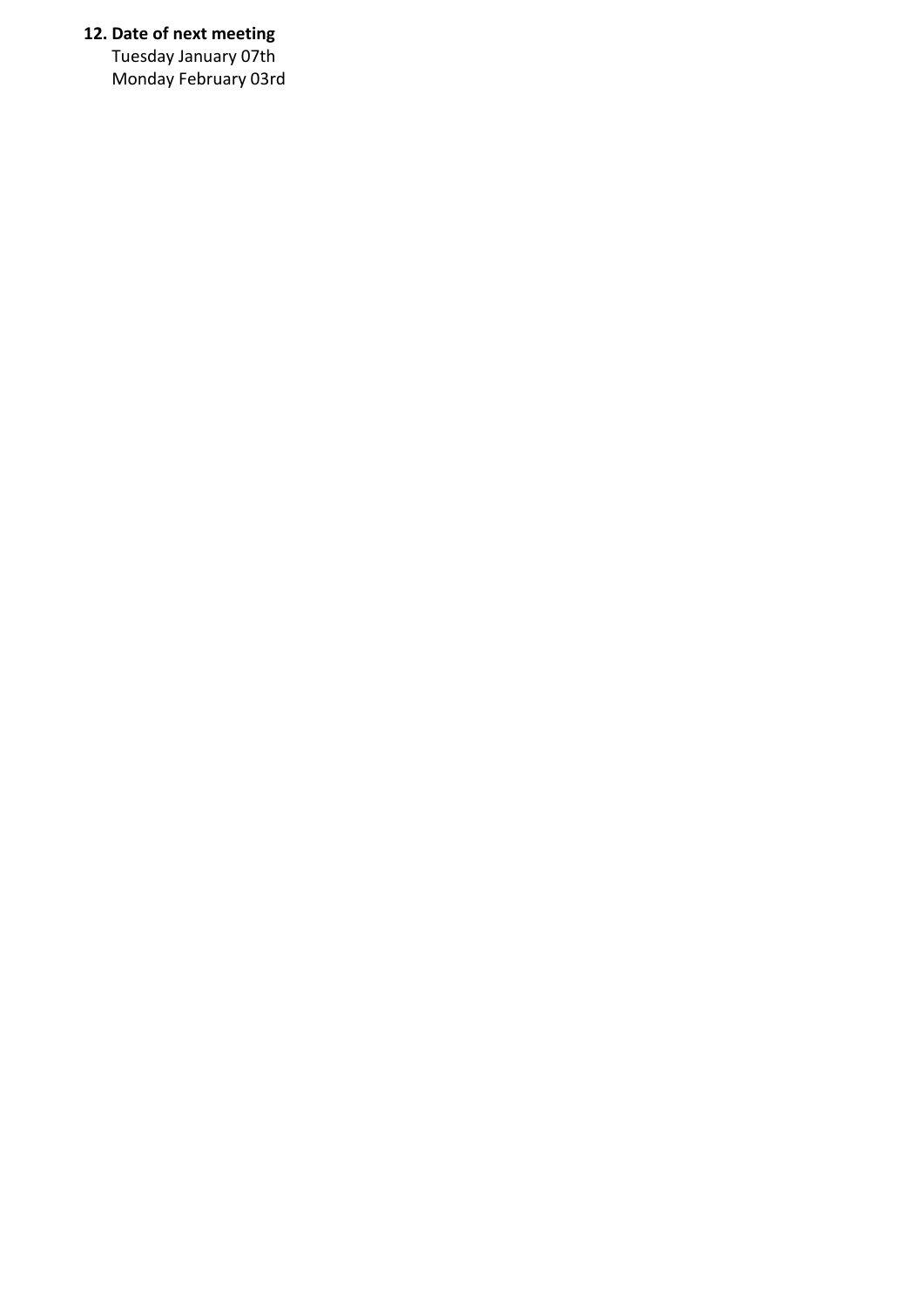**12. Date of next meeting**

Tuesday January 07th
Monday February 03rd